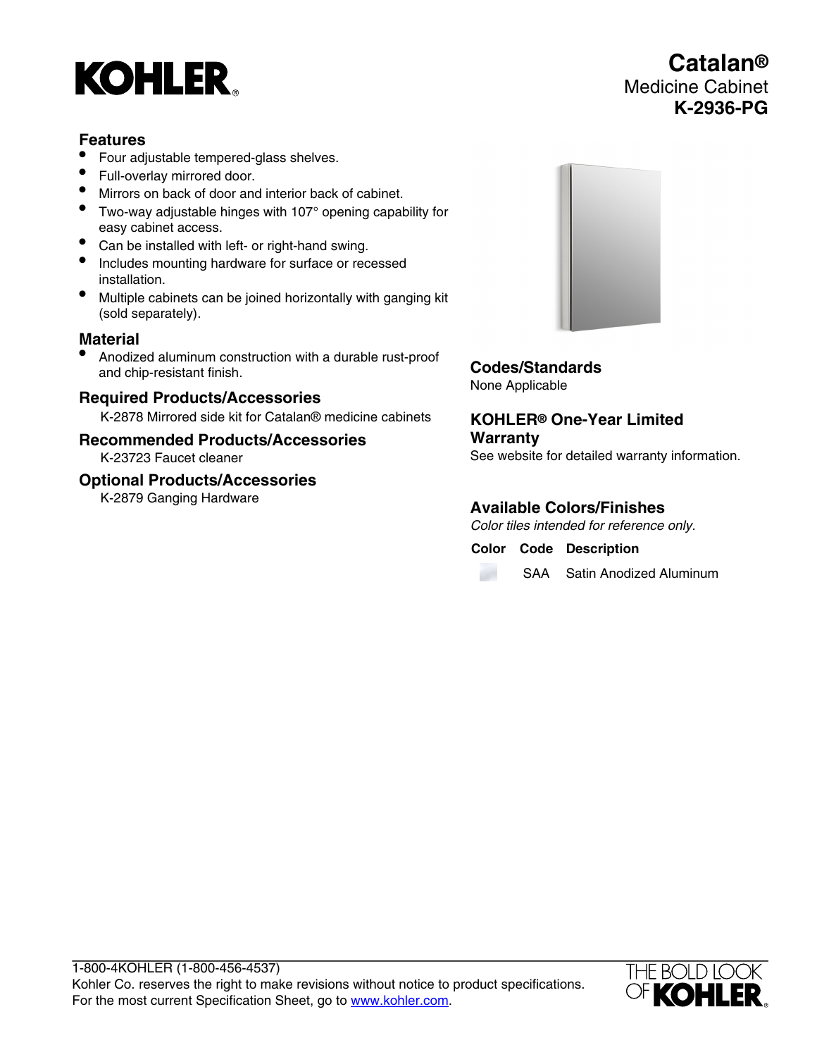# KOHLER

# Catalan®

Medicine Cabinet

**K-2936-PG**

## Features

- Four adjustable tempered-glass shelves.
- Full-overlay mirrored door.
- Mirrors on back of door and interior back of cabinet.
- Two-way adjustable hinges with 107° opening capability for easy cabinet access.
- Can be installed with left- or right-hand swing.
- Includes mounting hardware for surface or recessed installation.
- Multiple cabinets can be joined horizontally with ganging kit (sold separately).

## Material

- Anodized aluminum construction with a durable rust-proof and chip-resistant finish.

## Required Products/Accessories

K-2878 Mirrored side kit for Catalan® medicine cabinets

## Recommended Products/Accessories

K-23723 Faucet cleaner

## Optional Products/Accessories

K-2879 Ganging Hardware

## Codes/Standards

None Applicable

## KOHLER® One-Year Limited Warranty

See website for detailed warranty information.

## Available Colors/Finishes

*Color tiles intended for reference only.*

| Color | Code | Description |
|---|---|---|
| | SAA | Satin Anodized Aluminum |

1-800-4KOHLER (1-800-456-4537)
Kohler Co. reserves the right to make revisions without notice to product specifications.
For the most current Specification Sheet, go to www.kohler.com.

THE BOLD LOOK OF KOHLER®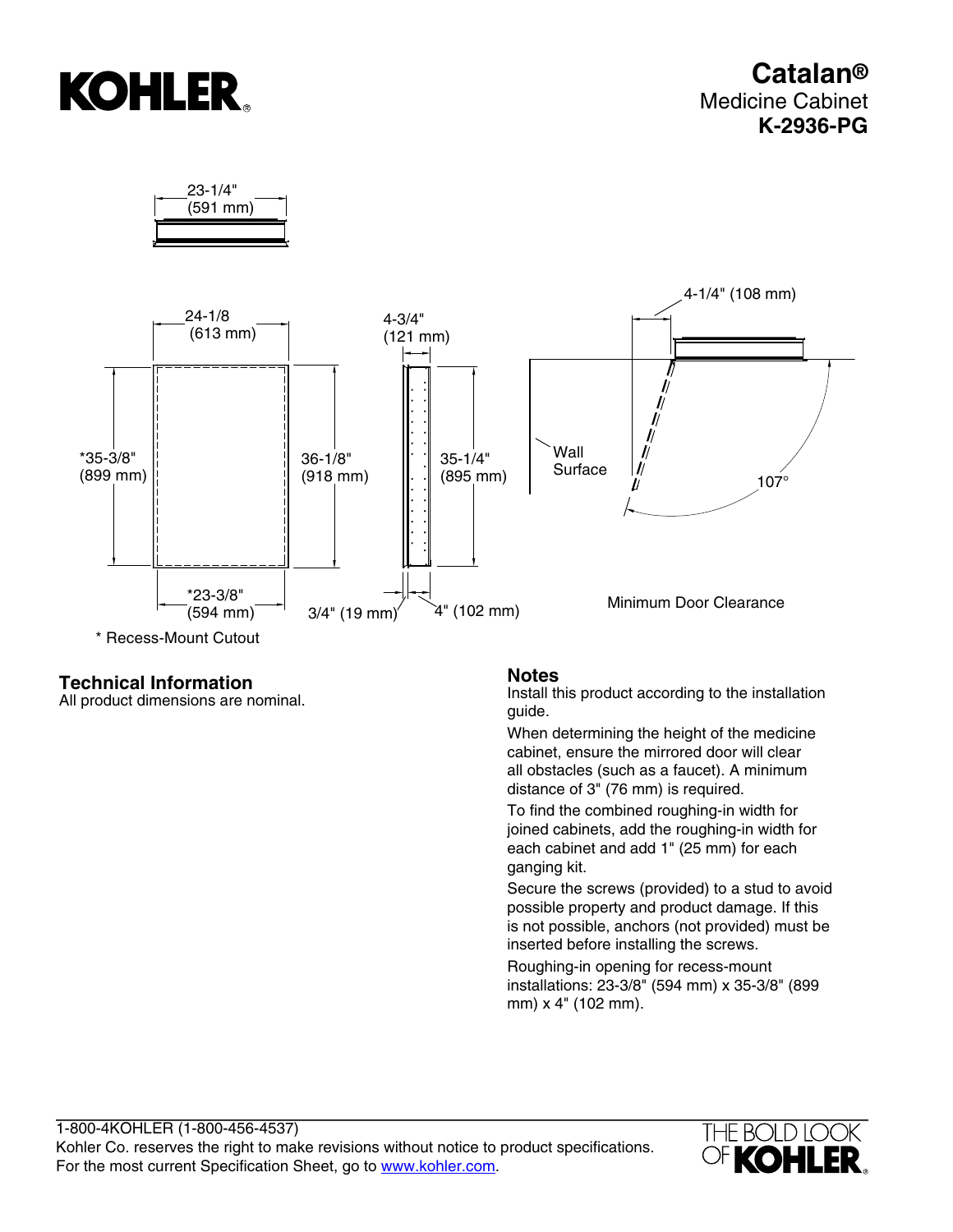# KOHLER

**Catalan®**
Medicine Cabinet
**K-2936-PG**

23-1/4"
(591 mm)

24-1/8
(613 mm)

4-3/4"
(121 mm)

4-1/4" (108 mm)

*35-3/8"
(899 mm)

36-1/8"
(918 mm)

35-1/4"
(895 mm)

Wall
Surface

107°

*23-3/8"
(594 mm)

3/4" (19 mm)

4" (102 mm)

Minimum Door Clearance

\* Recess-Mount Cutout

## Technical Information

All product dimensions are nominal.

## Notes

Install this product according to the installation guide.

When determining the height of the medicine cabinet, ensure the mirrored door will clear all obstacles (such as a faucet). A minimum distance of 3" (76 mm) is required.

To find the combined roughing-in width for joined cabinets, add the roughing-in width for each cabinet and add 1" (25 mm) for each ganging kit.

Secure the screws (provided) to a stud to avoid possible property and product damage. If this is not possible, anchors (not provided) must be inserted before installing the screws.

Roughing-in opening for recess-mount installations: 23-3/8" (594 mm) x 35-3/8" (899 mm) x 4" (102 mm).

1-800-4KOHLER (1-800-456-4537)
Kohler Co. reserves the right to make revisions without notice to product specifications.
For the most current Specification Sheet, go to [www.kohler.com](http://www.kohler.com).

THE BOLD LOOK OF KOHLER.